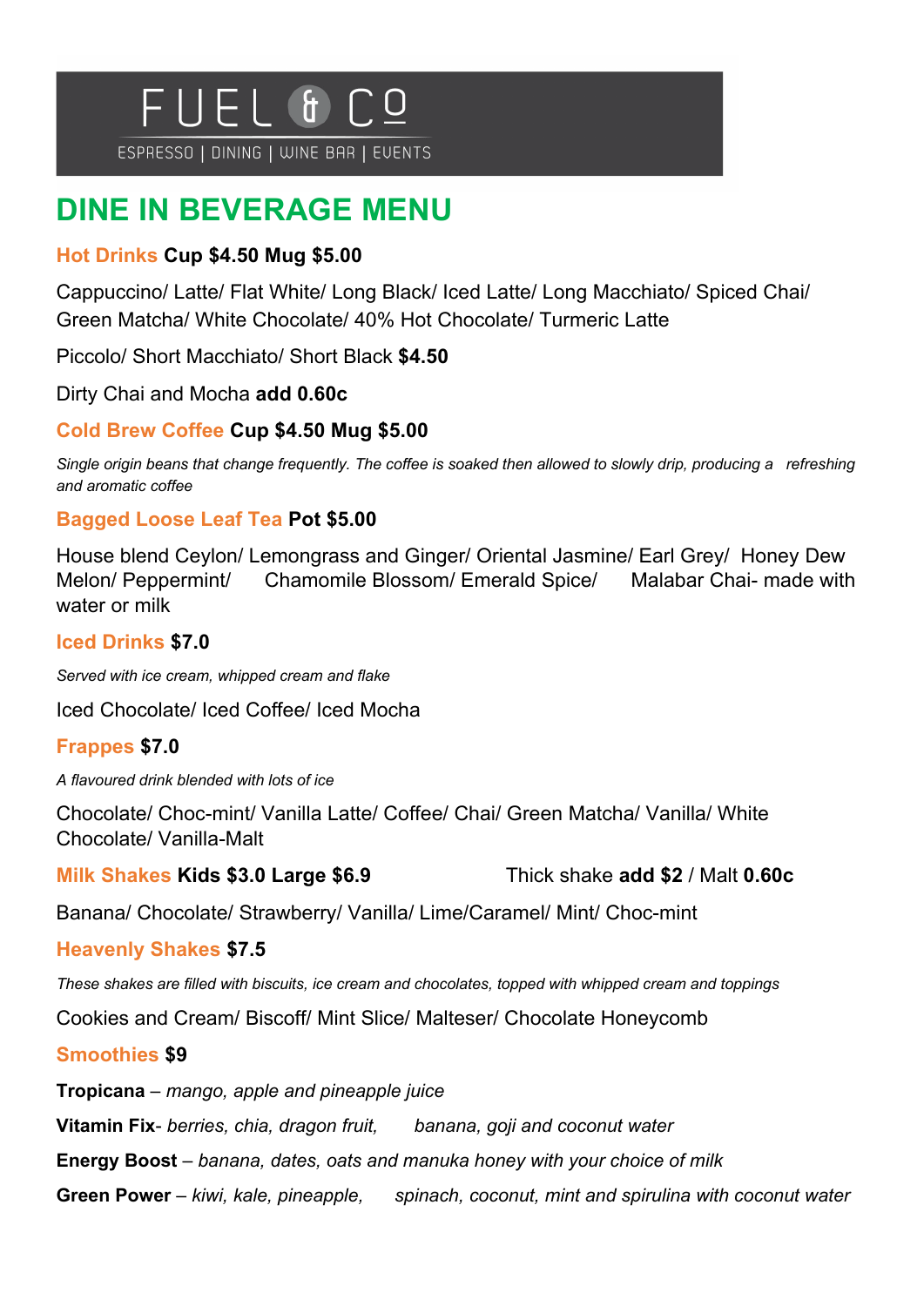# FUEL & Co

ESPRESSO | DINING | WINE BAR | EVENTS

## DINE IN BEVERAGE MENU

### Hot Drinks **Cup $4.50 Mug $5.00**

Cappuccino/ Latte/ Flat White/ Long Black/ Iced Latte/ Long Macchiato/ Spiced Chai/ Green Matcha/ White Chocolate/ 40% Hot Chocolate/ Turmeric Latte

Piccolo/ Short Macchiato/ Short Black **$4.50**

Dirty Chai and Mocha **add 0.60c**

### Cold Brew Coffee **Cup $4.50 Mug $5.00**

*Single origin beans that change frequently. The coffee is soaked then allowed to slowly drip, producing a refreshing and aromatic coffee*

### Bagged Loose Leaf Tea **Pot $5.00**

House blend Ceylon/ Lemongrass and Ginger/ Oriental Jasmine/ Earl Grey/ Honey Dew Melon/ Peppermint/ Chamomile Blossom/ Emerald Spice/ Malabar Chai- made with water or milk

### Iced Drinks **$7.0**

*Served with ice cream, whipped cream and flake*

Iced Chocolate/ Iced Coffee/ Iced Mocha

### Frappes **$7.0**

*A flavoured drink blended with lots of ice*

Chocolate/ Choc-mint/ Vanilla Latte/ Coffee/ Chai/ Green Matcha/ Vanilla/ White Chocolate/ Vanilla-Malt

### Milk Shakes **Kids $3.0 Large $6.9**

Thick shake **add $2** / Malt **0.60c**

Banana/ Chocolate/ Strawberry/ Vanilla/ Lime/Caramel/ Mint/ Choc-mint

### Heavenly Shakes **$7.5**

*These shakes are filled with biscuits, ice cream and chocolates, topped with whipped cream and toppings*

Cookies and Cream/ Biscoff/ Mint Slice/ Malteser/ Chocolate Honeycomb

### Smoothies **$9**

**Tropicana** – *mango, apple and pineapple juice*

**Vitamin Fix**- *berries, chia, dragon fruit, banana, goji and coconut water*

**Energy Boost** – *banana, dates, oats and manuka honey with your choice of milk*

**Green Power** – *kiwi, kale, pineapple, spinach, coconut, mint and spirulina with coconut water*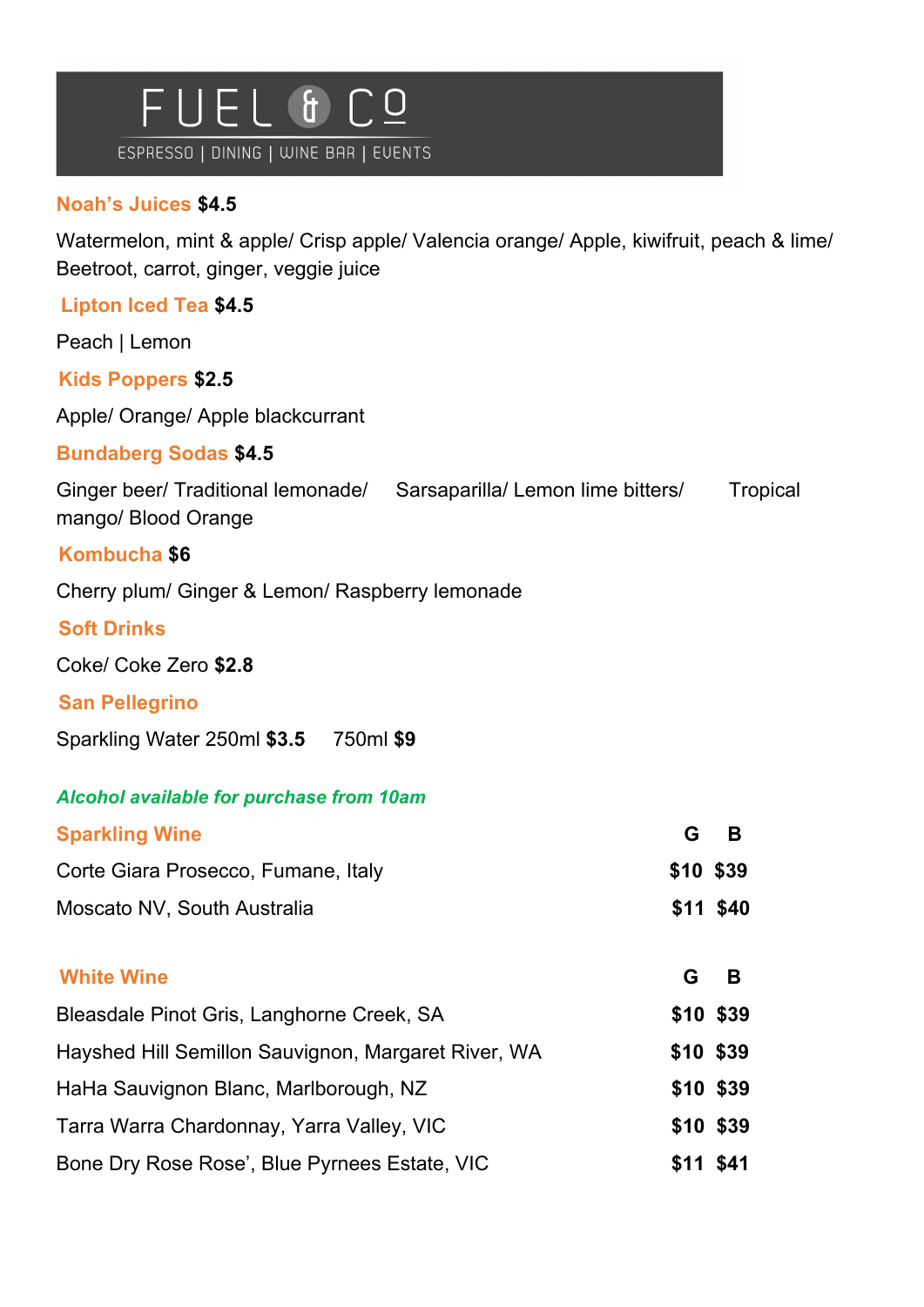# FUEL & Co

ESPRESSO | DINING | WINE BAR | EVENTS

**Noah's Juices $4.5**

Watermelon, mint & apple/ Crisp apple/ Valencia orange/ Apple, kiwifruit, peach & lime/ Beetroot, carrot, ginger, veggie juice

**Lipton Iced Tea $4.5**

Peach | Lemon

**Kids Poppers $2.5**

Apple/ Orange/ Apple blackcurrant

**Bundaberg Sodas $4.5**

Ginger beer/ Traditional lemonade/ Sarsaparilla/ Lemon lime bitters/ Tropical mango/ Blood Orange

**Kombucha $6**

Cherry plum/ Ginger & Lemon/ Raspberry lemonade

**Soft Drinks**

Coke/ Coke Zero **$2.8**

**San Pellegrino**

Sparkling Water 250ml **$3.5** 750ml **$9**

***Alcohol available for purchase from 10am***

| **Sparkling Wine** | **G** | **B** |
|---|---|---|
| Corte Giara Prosecco, Fumane, Italy | **$10** | **$39** |
| Moscato NV, South Australia | **$11** | **$40** |

| **White Wine** | **G** | **B** |
|---|---|---|
| Bleasdale Pinot Gris, Langhorne Creek, SA | **$10** | **$39** |
| Hayshed Hill Semillon Sauvignon, Margaret River, WA | **$10** | **$39** |
| HaHa Sauvignon Blanc, Marlborough, NZ | **$10** | **$39** |
| Tarra Warra Chardonnay, Yarra Valley, VIC | **$10** | **$39** |
| Bone Dry Rose Rose', Blue Pyrnees Estate, VIC | **$11** | **$41** |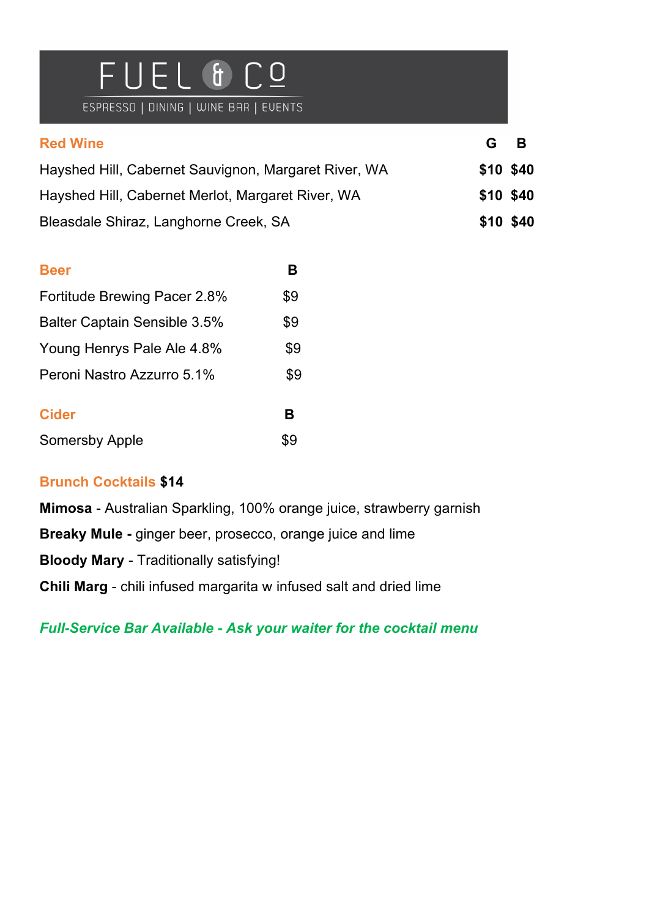# FUEL & CO

ESPRESSO | DINING | WINE BAR | EVENTS

| Red Wine | G | B |
|---|---|---|
| Hayshed Hill, Cabernet Sauvignon, Margaret River, WA | **$10** | **$40** |
| Hayshed Hill, Cabernet Merlot, Margaret River, WA | **$10** | **$40** |
| Bleasdale Shiraz, Langhorne Creek, SA | **$10** | **$40** |

| Beer | B |
|---|---|
| Fortitude Brewing Pacer 2.8% | $9 |
| Balter Captain Sensible 3.5% | $9 |
| Young Henrys Pale Ale 4.8% | $9 |
| Peroni Nastro Azzurro 5.1% | $9 |

| Cider | B |
|---|---|
| Somersby Apple | $9 |

## Brunch Cocktails **$14**

**Mimosa** - Australian Sparkling, 100% orange juice, strawberry garnish

**Breaky Mule -** ginger beer, prosecco, orange juice and lime

**Bloody Mary** - Traditionally satisfying!

**Chili Marg** - chili infused margarita w infused salt and dried lime

***Full-Service Bar Available - Ask your waiter for the cocktail menu***